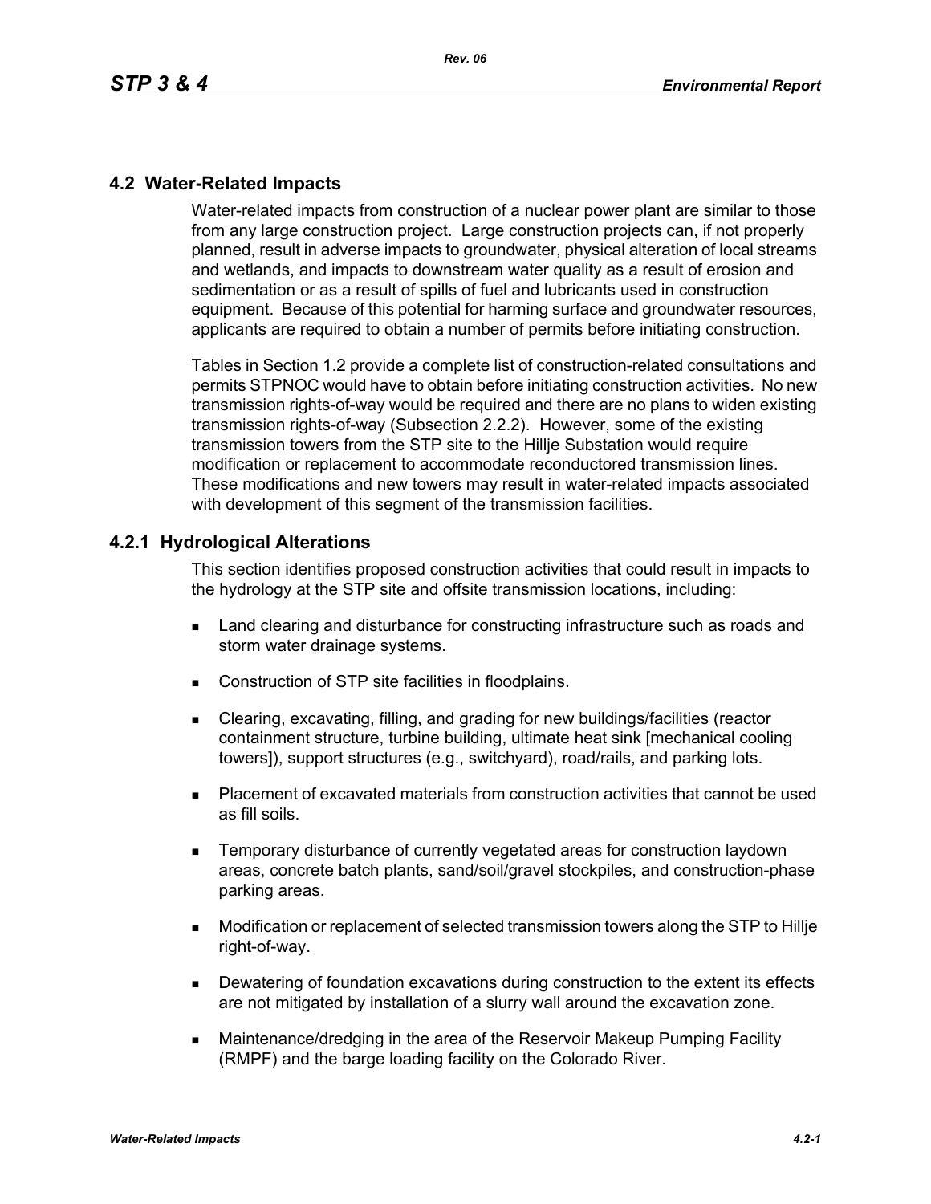## 4.2 Water-Related Impacts

Water-related impacts from construction of a nuclear power plant are similar to those from any large construction project. Large construction projects can, if not properly planned, result in adverse impacts to groundwater, physical alteration of local streams and wetlands, and impacts to downstream water quality as a result of erosion and sedimentation or as a result of spills of fuel and lubricants used in construction equipment. Because of this potential for harming surface and groundwater resources, applicants are required to obtain a number of permits before initiating construction.

Tables in Section 1.2 provide a complete list of construction-related consultations and permits STPNOC would have to obtain before initiating construction activities. No new transmission rights-of-way would be required and there are no plans to widen existing transmission rights-of-way (Subsection 2.2.2). However, some of the existing transmission towers from the STP site to the Hillje Substation would require modification or replacement to accommodate reconductored transmission lines. These modifications and new towers may result in water-related impacts associated with development of this segment of the transmission facilities.

### 4.2.1 Hydrological Alterations

This section identifies proposed construction activities that could result in impacts to the hydrology at the STP site and offsite transmission locations, including:

- Land clearing and disturbance for constructing infrastructure such as roads and storm water drainage systems.
- Construction of STP site facilities in floodplains.
- Clearing, excavating, filling, and grading for new buildings/facilities (reactor containment structure, turbine building, ultimate heat sink [mechanical cooling towers]), support structures (e.g., switchyard), road/rails, and parking lots.
- Placement of excavated materials from construction activities that cannot be used as fill soils.
- Temporary disturbance of currently vegetated areas for construction laydown areas, concrete batch plants, sand/soil/gravel stockpiles, and construction-phase parking areas.
- Modification or replacement of selected transmission towers along the STP to Hillje right-of-way.
- Dewatering of foundation excavations during construction to the extent its effects are not mitigated by installation of a slurry wall around the excavation zone.
- Maintenance/dredging in the area of the Reservoir Makeup Pumping Facility (RMPF) and the barge loading facility on the Colorado River.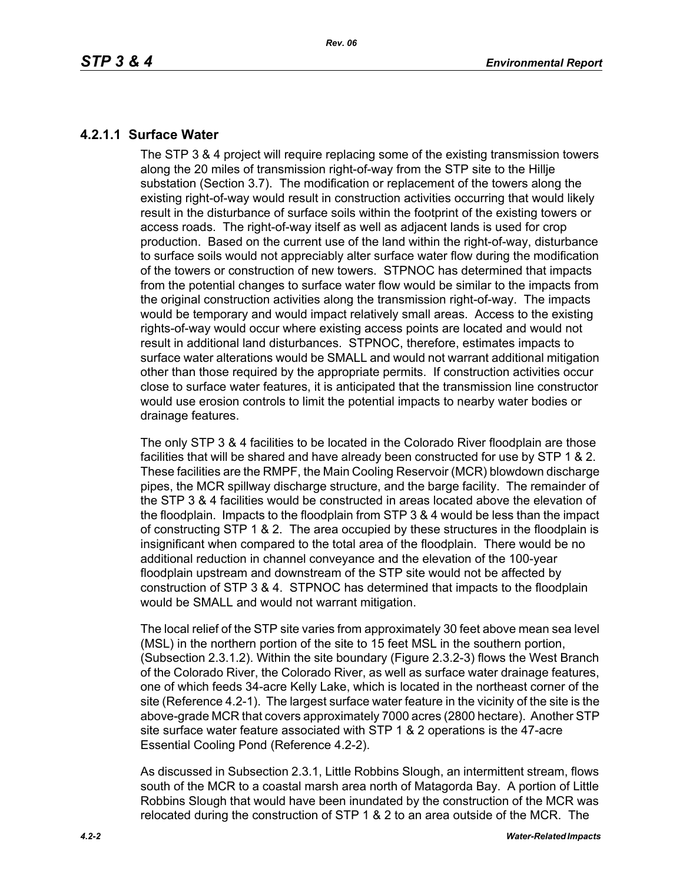### 4.2.1.1 Surface Water

The STP 3 & 4 project will require replacing some of the existing transmission towers along the 20 miles of transmission right-of-way from the STP site to the Hillje substation (Section 3.7). The modification or replacement of the towers along the existing right-of-way would result in construction activities occurring that would likely result in the disturbance of surface soils within the footprint of the existing towers or access roads. The right-of-way itself as well as adjacent lands is used for crop production. Based on the current use of the land within the right-of-way, disturbance to surface soils would not appreciably alter surface water flow during the modification of the towers or construction of new towers. STPNOC has determined that impacts from the potential changes to surface water flow would be similar to the impacts from the original construction activities along the transmission right-of-way. The impacts would be temporary and would impact relatively small areas. Access to the existing rights-of-way would occur where existing access points are located and would not result in additional land disturbances. STPNOC, therefore, estimates impacts to surface water alterations would be SMALL and would not warrant additional mitigation other than those required by the appropriate permits. If construction activities occur close to surface water features, it is anticipated that the transmission line constructor would use erosion controls to limit the potential impacts to nearby water bodies or drainage features.

The only STP 3 & 4 facilities to be located in the Colorado River floodplain are those facilities that will be shared and have already been constructed for use by STP 1 & 2. These facilities are the RMPF, the Main Cooling Reservoir (MCR) blowdown discharge pipes, the MCR spillway discharge structure, and the barge facility. The remainder of the STP 3 & 4 facilities would be constructed in areas located above the elevation of the floodplain. Impacts to the floodplain from STP 3 & 4 would be less than the impact of constructing STP 1 & 2. The area occupied by these structures in the floodplain is insignificant when compared to the total area of the floodplain. There would be no additional reduction in channel conveyance and the elevation of the 100-year floodplain upstream and downstream of the STP site would not be affected by construction of STP 3 & 4. STPNOC has determined that impacts to the floodplain would be SMALL and would not warrant mitigation.

The local relief of the STP site varies from approximately 30 feet above mean sea level (MSL) in the northern portion of the site to 15 feet MSL in the southern portion, (Subsection 2.3.1.2). Within the site boundary (Figure 2.3.2-3) flows the West Branch of the Colorado River, the Colorado River, as well as surface water drainage features, one of which feeds 34-acre Kelly Lake, which is located in the northeast corner of the site (Reference 4.2-1). The largest surface water feature in the vicinity of the site is the above-grade MCR that covers approximately 7000 acres (2800 hectare). Another STP site surface water feature associated with STP 1 & 2 operations is the 47-acre Essential Cooling Pond (Reference 4.2-2).

As discussed in Subsection 2.3.1, Little Robbins Slough, an intermittent stream, flows south of the MCR to a coastal marsh area north of Matagorda Bay. A portion of Little Robbins Slough that would have been inundated by the construction of the MCR was relocated during the construction of STP 1 & 2 to an area outside of the MCR. The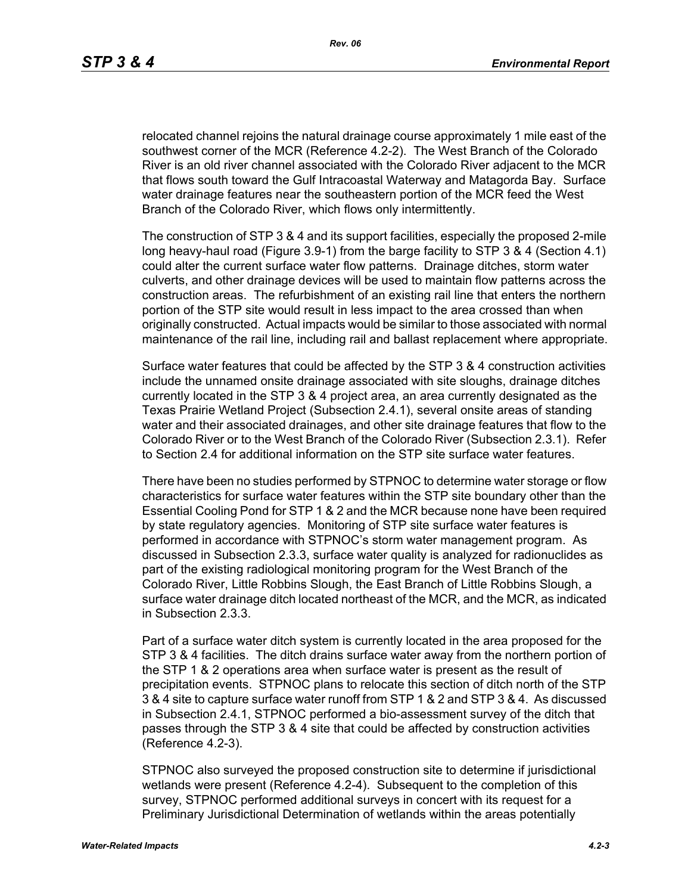relocated channel rejoins the natural drainage course approximately 1 mile east of the southwest corner of the MCR (Reference 4.2-2). The West Branch of the Colorado River is an old river channel associated with the Colorado River adjacent to the MCR that flows south toward the Gulf Intracoastal Waterway and Matagorda Bay. Surface water drainage features near the southeastern portion of the MCR feed the West Branch of the Colorado River, which flows only intermittently.

The construction of STP 3 & 4 and its support facilities, especially the proposed 2-mile long heavy-haul road (Figure 3.9-1) from the barge facility to STP 3 & 4 (Section 4.1) could alter the current surface water flow patterns. Drainage ditches, storm water culverts, and other drainage devices will be used to maintain flow patterns across the construction areas. The refurbishment of an existing rail line that enters the northern portion of the STP site would result in less impact to the area crossed than when originally constructed. Actual impacts would be similar to those associated with normal maintenance of the rail line, including rail and ballast replacement where appropriate.

Surface water features that could be affected by the STP 3 & 4 construction activities include the unnamed onsite drainage associated with site sloughs, drainage ditches currently located in the STP 3 & 4 project area, an area currently designated as the Texas Prairie Wetland Project (Subsection 2.4.1), several onsite areas of standing water and their associated drainages, and other site drainage features that flow to the Colorado River or to the West Branch of the Colorado River (Subsection 2.3.1). Refer to Section 2.4 for additional information on the STP site surface water features.

There have been no studies performed by STPNOC to determine water storage or flow characteristics for surface water features within the STP site boundary other than the Essential Cooling Pond for STP 1 & 2 and the MCR because none have been required by state regulatory agencies. Monitoring of STP site surface water features is performed in accordance with STPNOC's storm water management program. As discussed in Subsection 2.3.3, surface water quality is analyzed for radionuclides as part of the existing radiological monitoring program for the West Branch of the Colorado River, Little Robbins Slough, the East Branch of Little Robbins Slough, a surface water drainage ditch located northeast of the MCR, and the MCR, as indicated in Subsection 2.3.3.

Part of a surface water ditch system is currently located in the area proposed for the STP 3 & 4 facilities. The ditch drains surface water away from the northern portion of the STP 1 & 2 operations area when surface water is present as the result of precipitation events. STPNOC plans to relocate this section of ditch north of the STP 3 & 4 site to capture surface water runoff from STP 1 & 2 and STP 3 & 4. As discussed in Subsection 2.4.1, STPNOC performed a bio-assessment survey of the ditch that passes through the STP 3 & 4 site that could be affected by construction activities (Reference 4.2-3).

STPNOC also surveyed the proposed construction site to determine if jurisdictional wetlands were present (Reference 4.2-4). Subsequent to the completion of this survey, STPNOC performed additional surveys in concert with its request for a Preliminary Jurisdictional Determination of wetlands within the areas potentially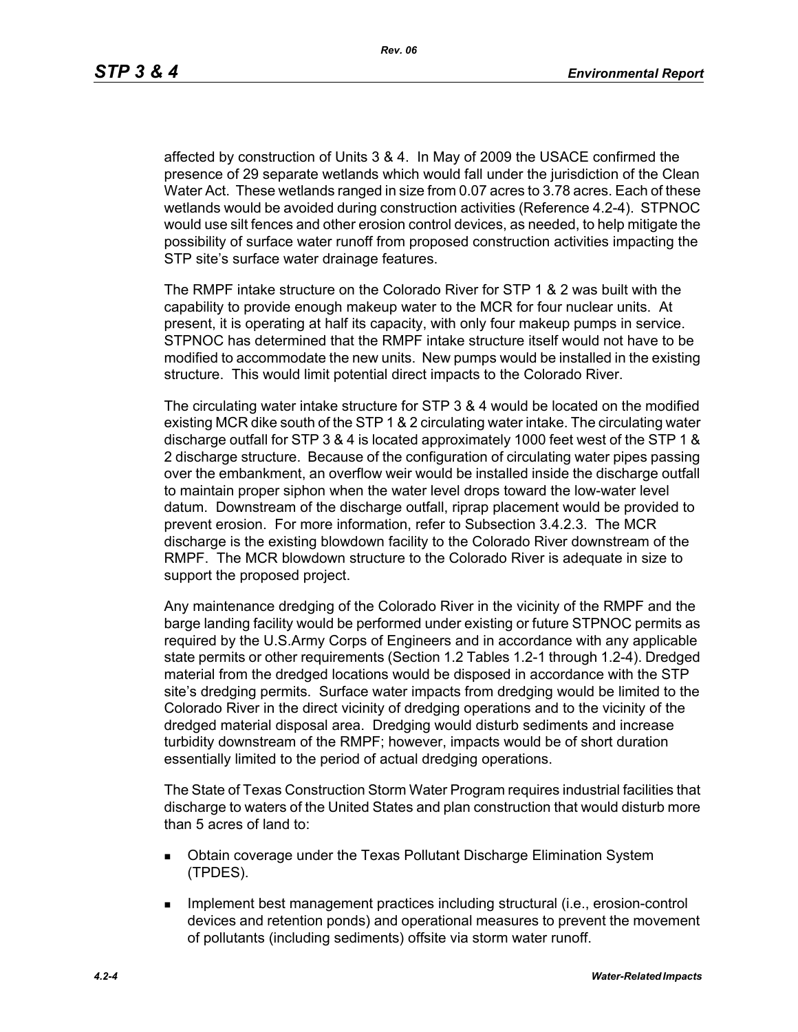affected by construction of Units 3 & 4. In May of 2009 the USACE confirmed the presence of 29 separate wetlands which would fall under the jurisdiction of the Clean Water Act. These wetlands ranged in size from 0.07 acres to 3.78 acres. Each of these wetlands would be avoided during construction activities (Reference 4.2-4). STPNOC would use silt fences and other erosion control devices, as needed, to help mitigate the possibility of surface water runoff from proposed construction activities impacting the STP site's surface water drainage features.

The RMPF intake structure on the Colorado River for STP 1 & 2 was built with the capability to provide enough makeup water to the MCR for four nuclear units. At present, it is operating at half its capacity, with only four makeup pumps in service. STPNOC has determined that the RMPF intake structure itself would not have to be modified to accommodate the new units. New pumps would be installed in the existing structure. This would limit potential direct impacts to the Colorado River.

The circulating water intake structure for STP 3 & 4 would be located on the modified existing MCR dike south of the STP 1 & 2 circulating water intake. The circulating water discharge outfall for STP 3 & 4 is located approximately 1000 feet west of the STP 1 & 2 discharge structure. Because of the configuration of circulating water pipes passing over the embankment, an overflow weir would be installed inside the discharge outfall to maintain proper siphon when the water level drops toward the low-water level datum. Downstream of the discharge outfall, riprap placement would be provided to prevent erosion. For more information, refer to Subsection 3.4.2.3. The MCR discharge is the existing blowdown facility to the Colorado River downstream of the RMPF. The MCR blowdown structure to the Colorado River is adequate in size to support the proposed project.

Any maintenance dredging of the Colorado River in the vicinity of the RMPF and the barge landing facility would be performed under existing or future STPNOC permits as required by the U.S.Army Corps of Engineers and in accordance with any applicable state permits or other requirements (Section 1.2 Tables 1.2-1 through 1.2-4). Dredged material from the dredged locations would be disposed in accordance with the STP site's dredging permits. Surface water impacts from dredging would be limited to the Colorado River in the direct vicinity of dredging operations and to the vicinity of the dredged material disposal area. Dredging would disturb sediments and increase turbidity downstream of the RMPF; however, impacts would be of short duration essentially limited to the period of actual dredging operations.

The State of Texas Construction Storm Water Program requires industrial facilities that discharge to waters of the United States and plan construction that would disturb more than 5 acres of land to:

- Obtain coverage under the Texas Pollutant Discharge Elimination System (TPDES).
- Implement best management practices including structural (i.e., erosion-control devices and retention ponds) and operational measures to prevent the movement of pollutants (including sediments) offsite via storm water runoff.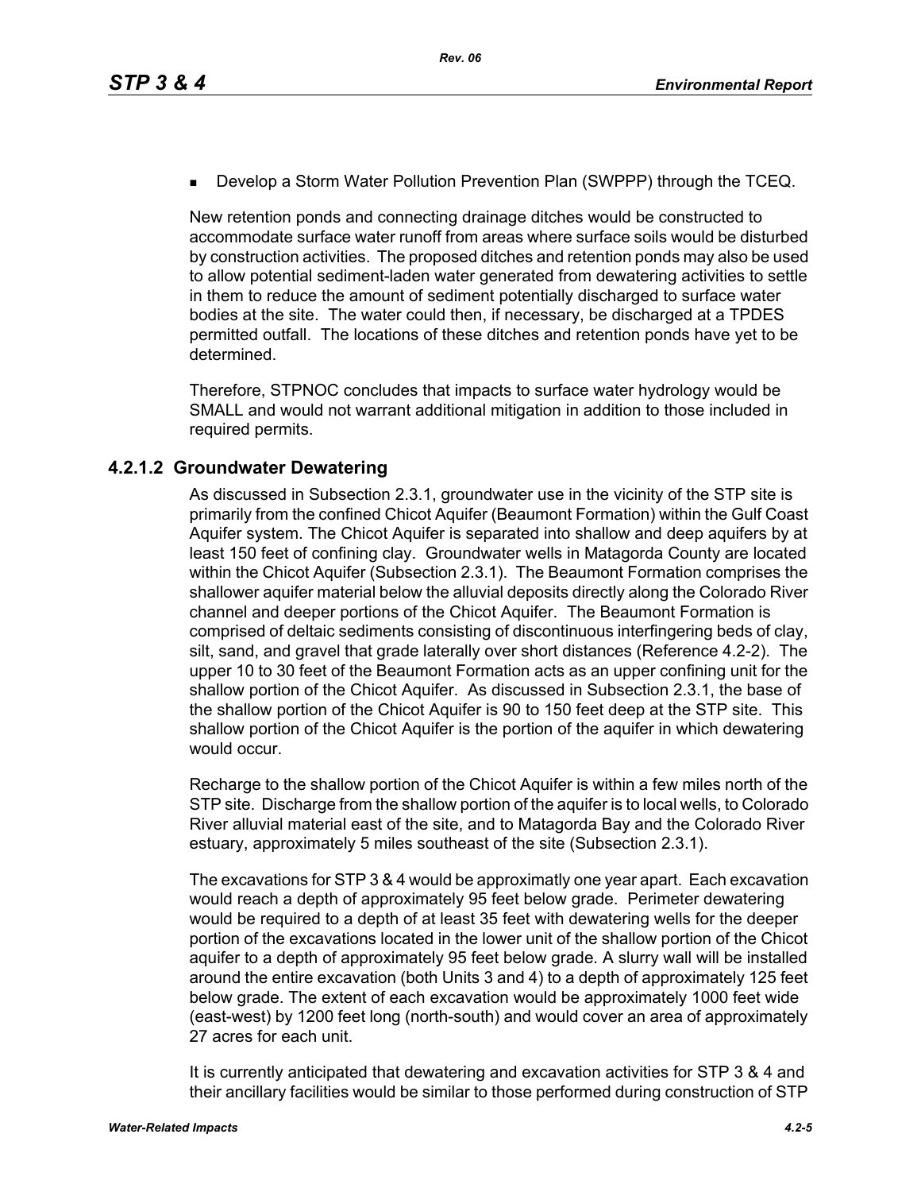- Develop a Storm Water Pollution Prevention Plan (SWPPP) through the TCEQ.

New retention ponds and connecting drainage ditches would be constructed to accommodate surface water runoff from areas where surface soils would be disturbed by construction activities. The proposed ditches and retention ponds may also be used to allow potential sediment-laden water generated from dewatering activities to settle in them to reduce the amount of sediment potentially discharged to surface water bodies at the site. The water could then, if necessary, be discharged at a TPDES permitted outfall. The locations of these ditches and retention ponds have yet to be determined.

Therefore, STPNOC concludes that impacts to surface water hydrology would be SMALL and would not warrant additional mitigation in addition to those included in required permits.

### 4.2.1.2 Groundwater Dewatering

As discussed in Subsection 2.3.1, groundwater use in the vicinity of the STP site is primarily from the confined Chicot Aquifer (Beaumont Formation) within the Gulf Coast Aquifer system. The Chicot Aquifer is separated into shallow and deep aquifers by at least 150 feet of confining clay. Groundwater wells in Matagorda County are located within the Chicot Aquifer (Subsection 2.3.1). The Beaumont Formation comprises the shallower aquifer material below the alluvial deposits directly along the Colorado River channel and deeper portions of the Chicot Aquifer. The Beaumont Formation is comprised of deltaic sediments consisting of discontinuous interfingering beds of clay, silt, sand, and gravel that grade laterally over short distances (Reference 4.2-2). The upper 10 to 30 feet of the Beaumont Formation acts as an upper confining unit for the shallow portion of the Chicot Aquifer. As discussed in Subsection 2.3.1, the base of the shallow portion of the Chicot Aquifer is 90 to 150 feet deep at the STP site. This shallow portion of the Chicot Aquifer is the portion of the aquifer in which dewatering would occur.

Recharge to the shallow portion of the Chicot Aquifer is within a few miles north of the STP site. Discharge from the shallow portion of the aquifer is to local wells, to Colorado River alluvial material east of the site, and to Matagorda Bay and the Colorado River estuary, approximately 5 miles southeast of the site (Subsection 2.3.1).

The excavations for STP 3 & 4 would be approximatly one year apart. Each excavation would reach a depth of approximately 95 feet below grade. Perimeter dewatering would be required to a depth of at least 35 feet with dewatering wells for the deeper portion of the excavations located in the lower unit of the shallow portion of the Chicot aquifer to a depth of approximately 95 feet below grade. A slurry wall will be installed around the entire excavation (both Units 3 and 4) to a depth of approximately 125 feet below grade. The extent of each excavation would be approximately 1000 feet wide (east-west) by 1200 feet long (north-south) and would cover an area of approximately 27 acres for each unit.

It is currently anticipated that dewatering and excavation activities for STP 3 & 4 and their ancillary facilities would be similar to those performed during construction of STP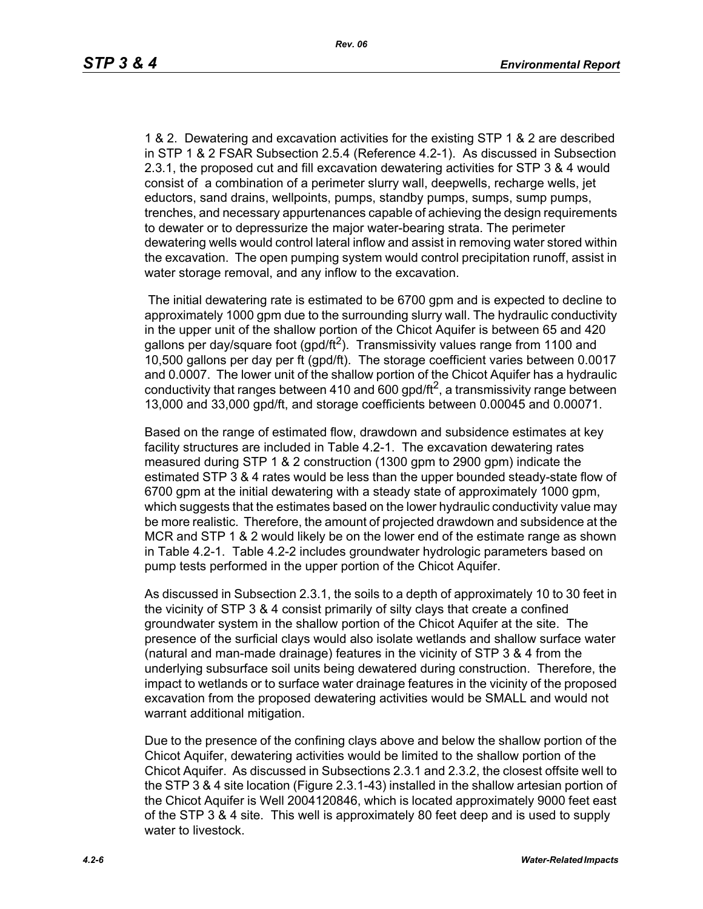1 & 2. Dewatering and excavation activities for the existing STP 1 & 2 are described in STP 1 & 2 FSAR Subsection 2.5.4 (Reference 4.2-1). As discussed in Subsection 2.3.1, the proposed cut and fill excavation dewatering activities for STP 3 & 4 would consist of a combination of a perimeter slurry wall, deepwells, recharge wells, jet eductors, sand drains, wellpoints, pumps, standby pumps, sumps, sump pumps, trenches, and necessary appurtenances capable of achieving the design requirements to dewater or to depressurize the major water-bearing strata. The perimeter dewatering wells would control lateral inflow and assist in removing water stored within the excavation. The open pumping system would control precipitation runoff, assist in water storage removal, and any inflow to the excavation.

The initial dewatering rate is estimated to be 6700 gpm and is expected to decline to approximately 1000 gpm due to the surrounding slurry wall. The hydraulic conductivity in the upper unit of the shallow portion of the Chicot Aquifer is between 65 and 420 gallons per day/square foot (gpd/ft$^2$). Transmissivity values range from 1100 and 10,500 gallons per day per ft (gpd/ft). The storage coefficient varies between 0.0017 and 0.0007. The lower unit of the shallow portion of the Chicot Aquifer has a hydraulic conductivity that ranges between 410 and 600 gpd/ft$^2$, a transmissivity range between 13,000 and 33,000 gpd/ft, and storage coefficients between 0.00045 and 0.00071.

Based on the range of estimated flow, drawdown and subsidence estimates at key facility structures are included in Table 4.2-1. The excavation dewatering rates measured during STP 1 & 2 construction (1300 gpm to 2900 gpm) indicate the estimated STP 3 & 4 rates would be less than the upper bounded steady-state flow of 6700 gpm at the initial dewatering with a steady state of approximately 1000 gpm, which suggests that the estimates based on the lower hydraulic conductivity value may be more realistic. Therefore, the amount of projected drawdown and subsidence at the MCR and STP 1 & 2 would likely be on the lower end of the estimate range as shown in Table 4.2-1. Table 4.2-2 includes groundwater hydrologic parameters based on pump tests performed in the upper portion of the Chicot Aquifer.

As discussed in Subsection 2.3.1, the soils to a depth of approximately 10 to 30 feet in the vicinity of STP 3 & 4 consist primarily of silty clays that create a confined groundwater system in the shallow portion of the Chicot Aquifer at the site. The presence of the surficial clays would also isolate wetlands and shallow surface water (natural and man-made drainage) features in the vicinity of STP 3 & 4 from the underlying subsurface soil units being dewatered during construction. Therefore, the impact to wetlands or to surface water drainage features in the vicinity of the proposed excavation from the proposed dewatering activities would be SMALL and would not warrant additional mitigation.

Due to the presence of the confining clays above and below the shallow portion of the Chicot Aquifer, dewatering activities would be limited to the shallow portion of the Chicot Aquifer. As discussed in Subsections 2.3.1 and 2.3.2, the closest offsite well to the STP 3 & 4 site location (Figure 2.3.1-43) installed in the shallow artesian portion of the Chicot Aquifer is Well 2004120846, which is located approximately 9000 feet east of the STP 3 & 4 site. This well is approximately 80 feet deep and is used to supply water to livestock.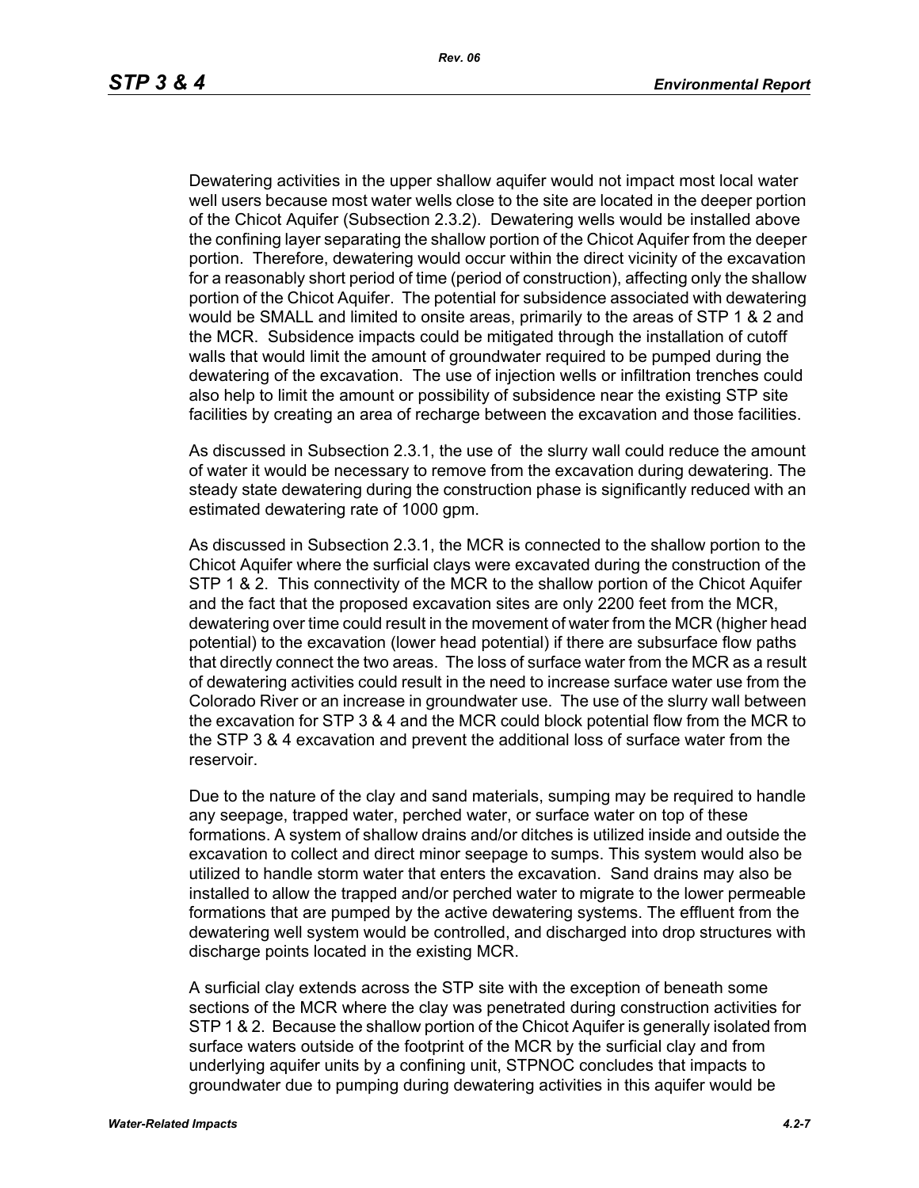Dewatering activities in the upper shallow aquifer would not impact most local water well users because most water wells close to the site are located in the deeper portion of the Chicot Aquifer (Subsection 2.3.2). Dewatering wells would be installed above the confining layer separating the shallow portion of the Chicot Aquifer from the deeper portion. Therefore, dewatering would occur within the direct vicinity of the excavation for a reasonably short period of time (period of construction), affecting only the shallow portion of the Chicot Aquifer. The potential for subsidence associated with dewatering would be SMALL and limited to onsite areas, primarily to the areas of STP 1 & 2 and the MCR. Subsidence impacts could be mitigated through the installation of cutoff walls that would limit the amount of groundwater required to be pumped during the dewatering of the excavation. The use of injection wells or infiltration trenches could also help to limit the amount or possibility of subsidence near the existing STP site facilities by creating an area of recharge between the excavation and those facilities.

As discussed in Subsection 2.3.1, the use of the slurry wall could reduce the amount of water it would be necessary to remove from the excavation during dewatering. The steady state dewatering during the construction phase is significantly reduced with an estimated dewatering rate of 1000 gpm.

As discussed in Subsection 2.3.1, the MCR is connected to the shallow portion to the Chicot Aquifer where the surficial clays were excavated during the construction of the STP 1 & 2. This connectivity of the MCR to the shallow portion of the Chicot Aquifer and the fact that the proposed excavation sites are only 2200 feet from the MCR, dewatering over time could result in the movement of water from the MCR (higher head potential) to the excavation (lower head potential) if there are subsurface flow paths that directly connect the two areas. The loss of surface water from the MCR as a result of dewatering activities could result in the need to increase surface water use from the Colorado River or an increase in groundwater use. The use of the slurry wall between the excavation for STP 3 & 4 and the MCR could block potential flow from the MCR to the STP 3 & 4 excavation and prevent the additional loss of surface water from the reservoir.

Due to the nature of the clay and sand materials, sumping may be required to handle any seepage, trapped water, perched water, or surface water on top of these formations. A system of shallow drains and/or ditches is utilized inside and outside the excavation to collect and direct minor seepage to sumps. This system would also be utilized to handle storm water that enters the excavation. Sand drains may also be installed to allow the trapped and/or perched water to migrate to the lower permeable formations that are pumped by the active dewatering systems. The effluent from the dewatering well system would be controlled, and discharged into drop structures with discharge points located in the existing MCR.

A surficial clay extends across the STP site with the exception of beneath some sections of the MCR where the clay was penetrated during construction activities for STP 1 & 2. Because the shallow portion of the Chicot Aquifer is generally isolated from surface waters outside of the footprint of the MCR by the surficial clay and from underlying aquifer units by a confining unit, STPNOC concludes that impacts to groundwater due to pumping during dewatering activities in this aquifer would be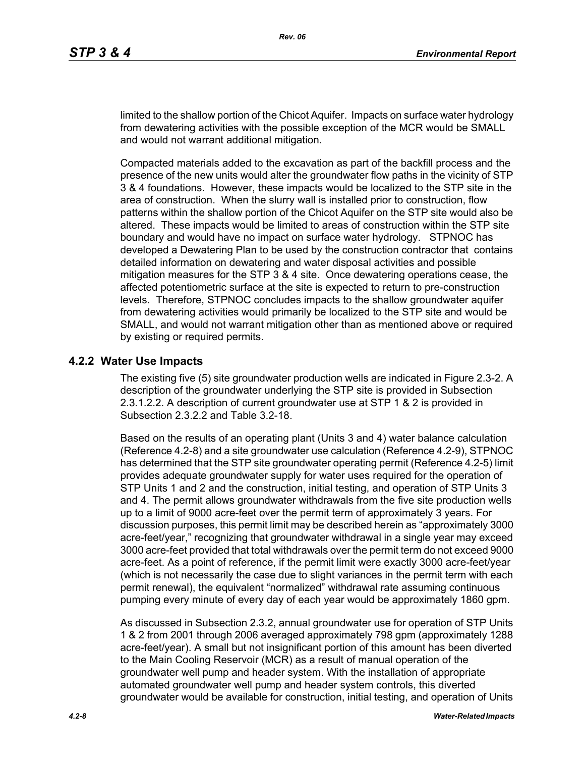limited to the shallow portion of the Chicot Aquifer. Impacts on surface water hydrology from dewatering activities with the possible exception of the MCR would be SMALL and would not warrant additional mitigation.

Compacted materials added to the excavation as part of the backfill process and the presence of the new units would alter the groundwater flow paths in the vicinity of STP 3 & 4 foundations. However, these impacts would be localized to the STP site in the area of construction. When the slurry wall is installed prior to construction, flow patterns within the shallow portion of the Chicot Aquifer on the STP site would also be altered. These impacts would be limited to areas of construction within the STP site boundary and would have no impact on surface water hydrology. STPNOC has developed a Dewatering Plan to be used by the construction contractor that contains detailed information on dewatering and water disposal activities and possible mitigation measures for the STP 3 & 4 site. Once dewatering operations cease, the affected potentiometric surface at the site is expected to return to pre-construction levels. Therefore, STPNOC concludes impacts to the shallow groundwater aquifer from dewatering activities would primarily be localized to the STP site and would be SMALL, and would not warrant mitigation other than as mentioned above or required by existing or required permits.

## 4.2.2 Water Use Impacts

The existing five (5) site groundwater production wells are indicated in Figure 2.3-2. A description of the groundwater underlying the STP site is provided in Subsection 2.3.1.2.2. A description of current groundwater use at STP 1 & 2 is provided in Subsection 2.3.2.2 and Table 3.2-18.

Based on the results of an operating plant (Units 3 and 4) water balance calculation (Reference 4.2-8) and a site groundwater use calculation (Reference 4.2-9), STPNOC has determined that the STP site groundwater operating permit (Reference 4.2-5) limit provides adequate groundwater supply for water uses required for the operation of STP Units 1 and 2 and the construction, initial testing, and operation of STP Units 3 and 4. The permit allows groundwater withdrawals from the five site production wells up to a limit of 9000 acre-feet over the permit term of approximately 3 years. For discussion purposes, this permit limit may be described herein as "approximately 3000 acre-feet/year," recognizing that groundwater withdrawal in a single year may exceed 3000 acre-feet provided that total withdrawals over the permit term do not exceed 9000 acre-feet. As a point of reference, if the permit limit were exactly 3000 acre-feet/year (which is not necessarily the case due to slight variances in the permit term with each permit renewal), the equivalent "normalized" withdrawal rate assuming continuous pumping every minute of every day of each year would be approximately 1860 gpm.

As discussed in Subsection 2.3.2, annual groundwater use for operation of STP Units 1 & 2 from 2001 through 2006 averaged approximately 798 gpm (approximately 1288 acre-feet/year). A small but not insignificant portion of this amount has been diverted to the Main Cooling Reservoir (MCR) as a result of manual operation of the groundwater well pump and header system. With the installation of appropriate automated groundwater well pump and header system controls, this diverted groundwater would be available for construction, initial testing, and operation of Units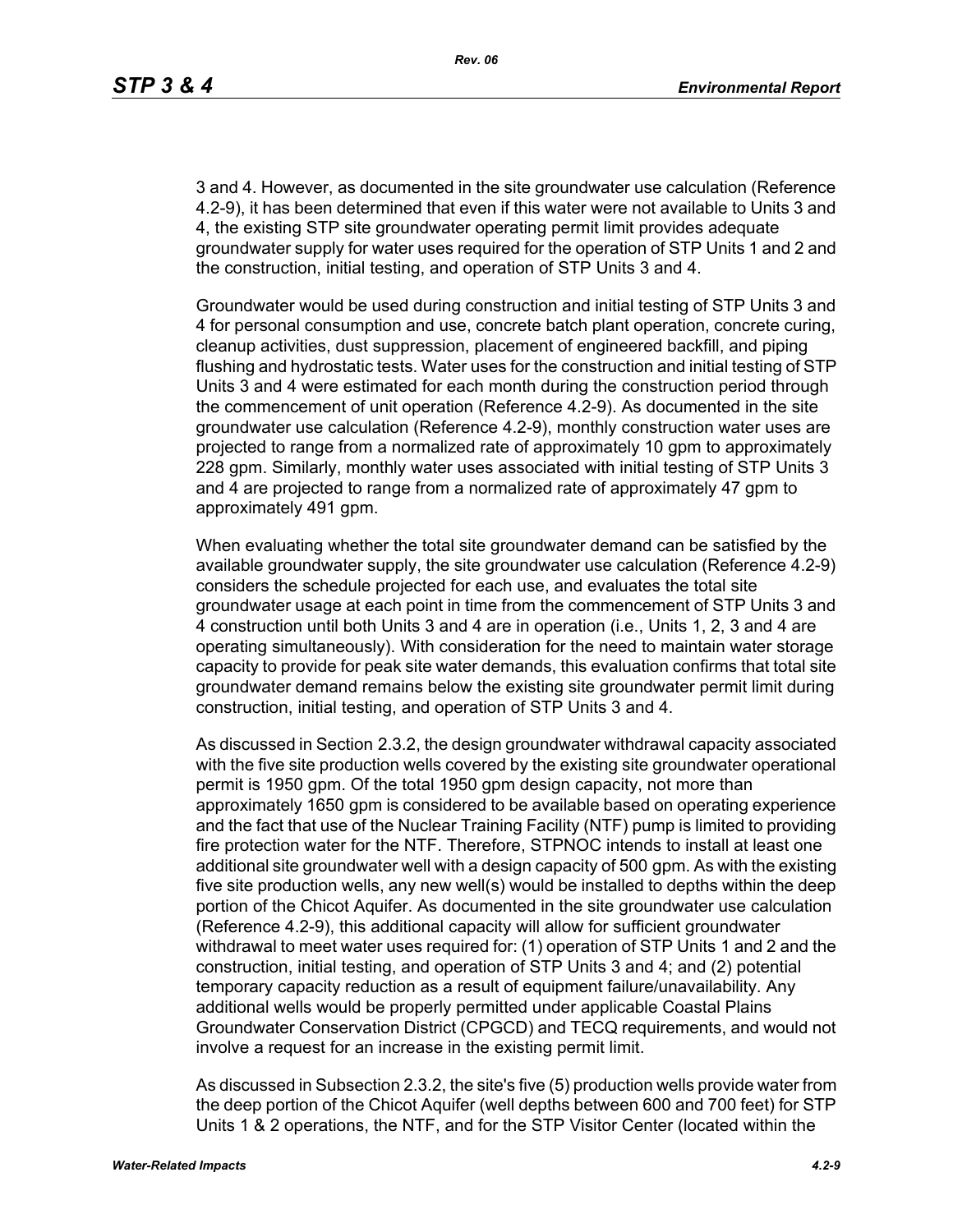3 and 4. However, as documented in the site groundwater use calculation (Reference 4.2-9), it has been determined that even if this water were not available to Units 3 and 4, the existing STP site groundwater operating permit limit provides adequate groundwater supply for water uses required for the operation of STP Units 1 and 2 and the construction, initial testing, and operation of STP Units 3 and 4.

Groundwater would be used during construction and initial testing of STP Units 3 and 4 for personal consumption and use, concrete batch plant operation, concrete curing, cleanup activities, dust suppression, placement of engineered backfill, and piping flushing and hydrostatic tests. Water uses for the construction and initial testing of STP Units 3 and 4 were estimated for each month during the construction period through the commencement of unit operation (Reference 4.2-9). As documented in the site groundwater use calculation (Reference 4.2-9), monthly construction water uses are projected to range from a normalized rate of approximately 10 gpm to approximately 228 gpm. Similarly, monthly water uses associated with initial testing of STP Units 3 and 4 are projected to range from a normalized rate of approximately 47 gpm to approximately 491 gpm.

When evaluating whether the total site groundwater demand can be satisfied by the available groundwater supply, the site groundwater use calculation (Reference 4.2-9) considers the schedule projected for each use, and evaluates the total site groundwater usage at each point in time from the commencement of STP Units 3 and 4 construction until both Units 3 and 4 are in operation (i.e., Units 1, 2, 3 and 4 are operating simultaneously). With consideration for the need to maintain water storage capacity to provide for peak site water demands, this evaluation confirms that total site groundwater demand remains below the existing site groundwater permit limit during construction, initial testing, and operation of STP Units 3 and 4.

As discussed in Section 2.3.2, the design groundwater withdrawal capacity associated with the five site production wells covered by the existing site groundwater operational permit is 1950 gpm. Of the total 1950 gpm design capacity, not more than approximately 1650 gpm is considered to be available based on operating experience and the fact that use of the Nuclear Training Facility (NTF) pump is limited to providing fire protection water for the NTF. Therefore, STPNOC intends to install at least one additional site groundwater well with a design capacity of 500 gpm. As with the existing five site production wells, any new well(s) would be installed to depths within the deep portion of the Chicot Aquifer. As documented in the site groundwater use calculation (Reference 4.2-9), this additional capacity will allow for sufficient groundwater withdrawal to meet water uses required for: (1) operation of STP Units 1 and 2 and the construction, initial testing, and operation of STP Units 3 and 4; and (2) potential temporary capacity reduction as a result of equipment failure/unavailability. Any additional wells would be properly permitted under applicable Coastal Plains Groundwater Conservation District (CPGCD) and TECQ requirements, and would not involve a request for an increase in the existing permit limit.

As discussed in Subsection 2.3.2, the site's five (5) production wells provide water from the deep portion of the Chicot Aquifer (well depths between 600 and 700 feet) for STP Units 1 & 2 operations, the NTF, and for the STP Visitor Center (located within the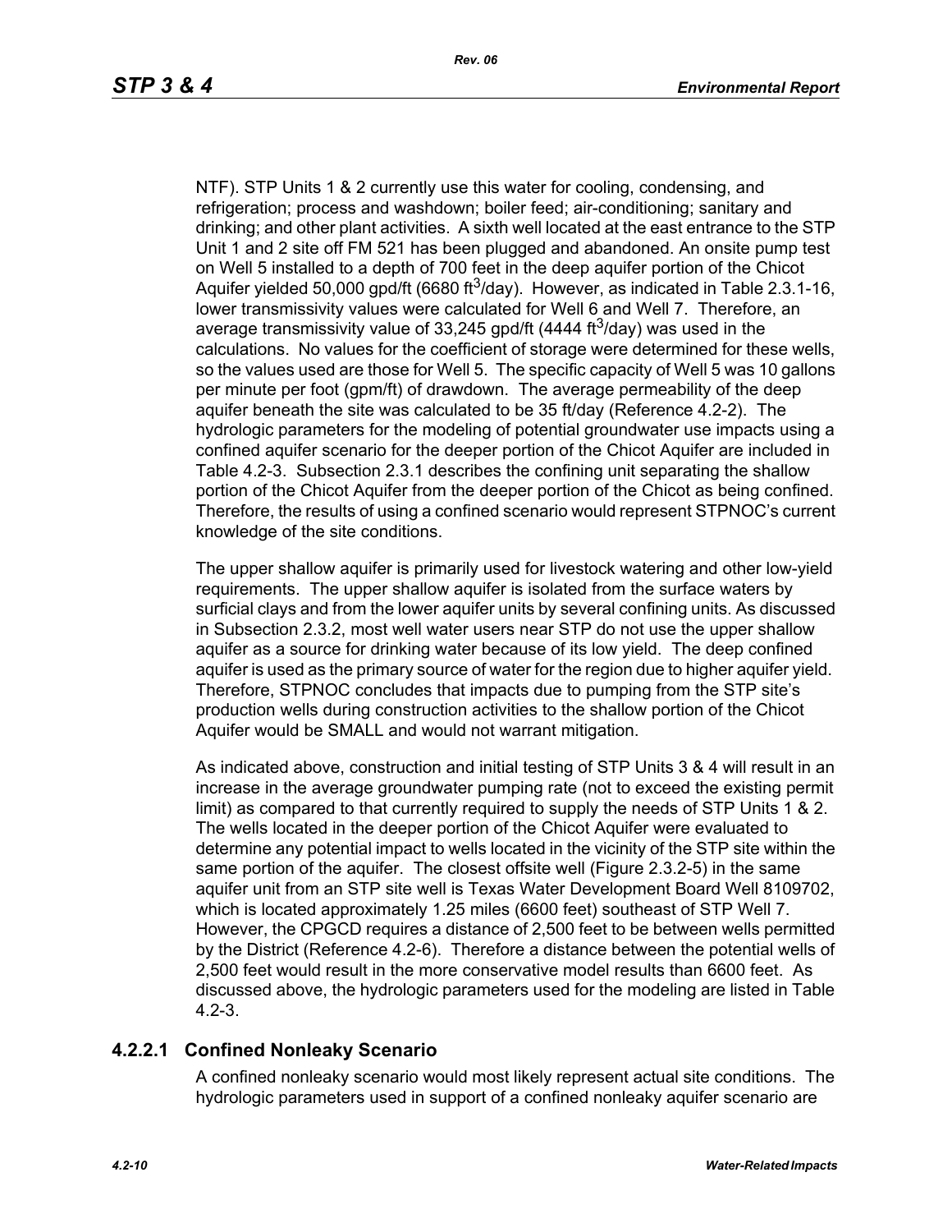NTF). STP Units 1 & 2 currently use this water for cooling, condensing, and refrigeration; process and washdown; boiler feed; air-conditioning; sanitary and drinking; and other plant activities. A sixth well located at the east entrance to the STP Unit 1 and 2 site off FM 521 has been plugged and abandoned. An onsite pump test on Well 5 installed to a depth of 700 feet in the deep aquifer portion of the Chicot Aquifer yielded 50,000 gpd/ft (6680 $ft^3$/day). However, as indicated in Table 2.3.1-16, lower transmissivity values were calculated for Well 6 and Well 7. Therefore, an average transmissivity value of 33,245 gpd/ft (4444 $ft^3$/day) was used in the calculations. No values for the coefficient of storage were determined for these wells, so the values used are those for Well 5. The specific capacity of Well 5 was 10 gallons per minute per foot (gpm/ft) of drawdown. The average permeability of the deep aquifer beneath the site was calculated to be 35 ft/day (Reference 4.2-2). The hydrologic parameters for the modeling of potential groundwater use impacts using a confined aquifer scenario for the deeper portion of the Chicot Aquifer are included in Table 4.2-3. Subsection 2.3.1 describes the confining unit separating the shallow portion of the Chicot Aquifer from the deeper portion of the Chicot as being confined. Therefore, the results of using a confined scenario would represent STPNOC's current knowledge of the site conditions.

The upper shallow aquifer is primarily used for livestock watering and other low-yield requirements. The upper shallow aquifer is isolated from the surface waters by surficial clays and from the lower aquifer units by several confining units. As discussed in Subsection 2.3.2, most well water users near STP do not use the upper shallow aquifer as a source for drinking water because of its low yield. The deep confined aquifer is used as the primary source of water for the region due to higher aquifer yield. Therefore, STPNOC concludes that impacts due to pumping from the STP site's production wells during construction activities to the shallow portion of the Chicot Aquifer would be SMALL and would not warrant mitigation.

As indicated above, construction and initial testing of STP Units 3 & 4 will result in an increase in the average groundwater pumping rate (not to exceed the existing permit limit) as compared to that currently required to supply the needs of STP Units 1 & 2. The wells located in the deeper portion of the Chicot Aquifer were evaluated to determine any potential impact to wells located in the vicinity of the STP site within the same portion of the aquifer. The closest offsite well (Figure 2.3.2-5) in the same aquifer unit from an STP site well is Texas Water Development Board Well 8109702, which is located approximately 1.25 miles (6600 feet) southeast of STP Well 7. However, the CPGCD requires a distance of 2,500 feet to be between wells permitted by the District (Reference 4.2-6). Therefore a distance between the potential wells of 2,500 feet would result in the more conservative model results than 6600 feet. As discussed above, the hydrologic parameters used for the modeling are listed in Table 4.2-3.

### 4.2.2.1 Confined Nonleaky Scenario

A confined nonleaky scenario would most likely represent actual site conditions. The hydrologic parameters used in support of a confined nonleaky aquifer scenario are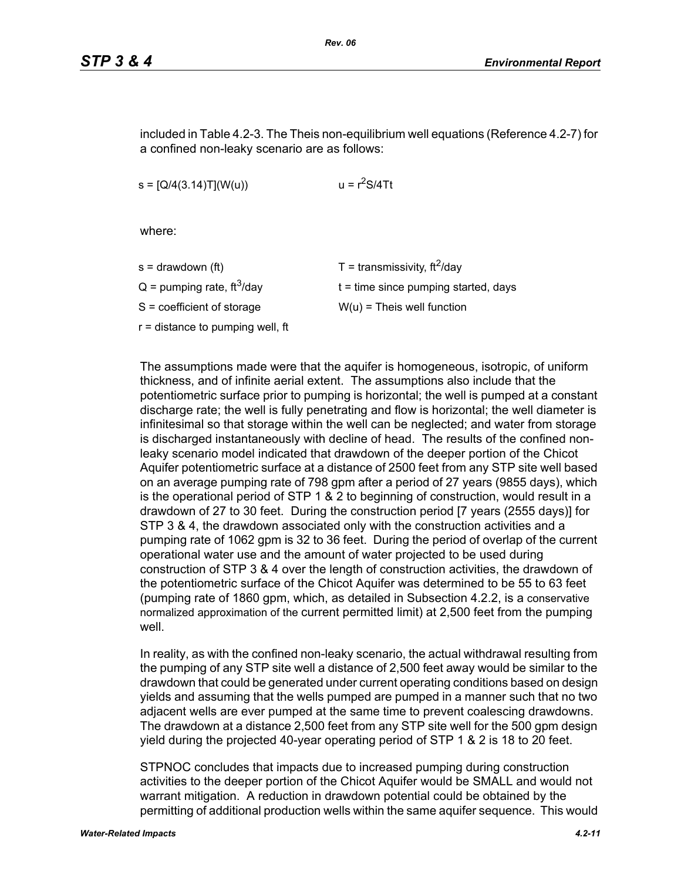included in Table 4.2-3. The Theis non-equilibrium well equations (Reference 4.2-7) for a confined non-leaky scenario are as follows:

$s = [Q/4(3.14)T](W(u))$ $\qquad$ $u = r^2S/4Tt$

where:

| | |
|---|---|
| s = drawdown (ft) | T = transmissivity, $ft^2$/day |
| Q = pumping rate, $ft^3$/day | t = time since pumping started, days |
| S = coefficient of storage | W(u) = Theis well function |
| r = distance to pumping well, ft | |

The assumptions made were that the aquifer is homogeneous, isotropic, of uniform thickness, and of infinite aerial extent. The assumptions also include that the potentiometric surface prior to pumping is horizontal; the well is pumped at a constant discharge rate; the well is fully penetrating and flow is horizontal; the well diameter is infinitesimal so that storage within the well can be neglected; and water from storage is discharged instantaneously with decline of head. The results of the confined non-leaky scenario model indicated that drawdown of the deeper portion of the Chicot Aquifer potentiometric surface at a distance of 2500 feet from any STP site well based on an average pumping rate of 798 gpm after a period of 27 years (9855 days), which is the operational period of STP 1 & 2 to beginning of construction, would result in a drawdown of 27 to 30 feet. During the construction period [7 years (2555 days)] for STP 3 & 4, the drawdown associated only with the construction activities and a pumping rate of 1062 gpm is 32 to 36 feet. During the period of overlap of the current operational water use and the amount of water projected to be used during construction of STP 3 & 4 over the length of construction activities, the drawdown of the potentiometric surface of the Chicot Aquifer was determined to be 55 to 63 feet (pumping rate of 1860 gpm, which, as detailed in Subsection 4.2.2, is a conservative normalized approximation of the current permitted limit) at 2,500 feet from the pumping well.

In reality, as with the confined non-leaky scenario, the actual withdrawal resulting from the pumping of any STP site well a distance of 2,500 feet away would be similar to the drawdown that could be generated under current operating conditions based on design yields and assuming that the wells pumped are pumped in a manner such that no two adjacent wells are ever pumped at the same time to prevent coalescing drawdowns. The drawdown at a distance 2,500 feet from any STP site well for the 500 gpm design yield during the projected 40-year operating period of STP 1 & 2 is 18 to 20 feet.

STPNOC concludes that impacts due to increased pumping during construction activities to the deeper portion of the Chicot Aquifer would be SMALL and would not warrant mitigation. A reduction in drawdown potential could be obtained by the permitting of additional production wells within the same aquifer sequence. This would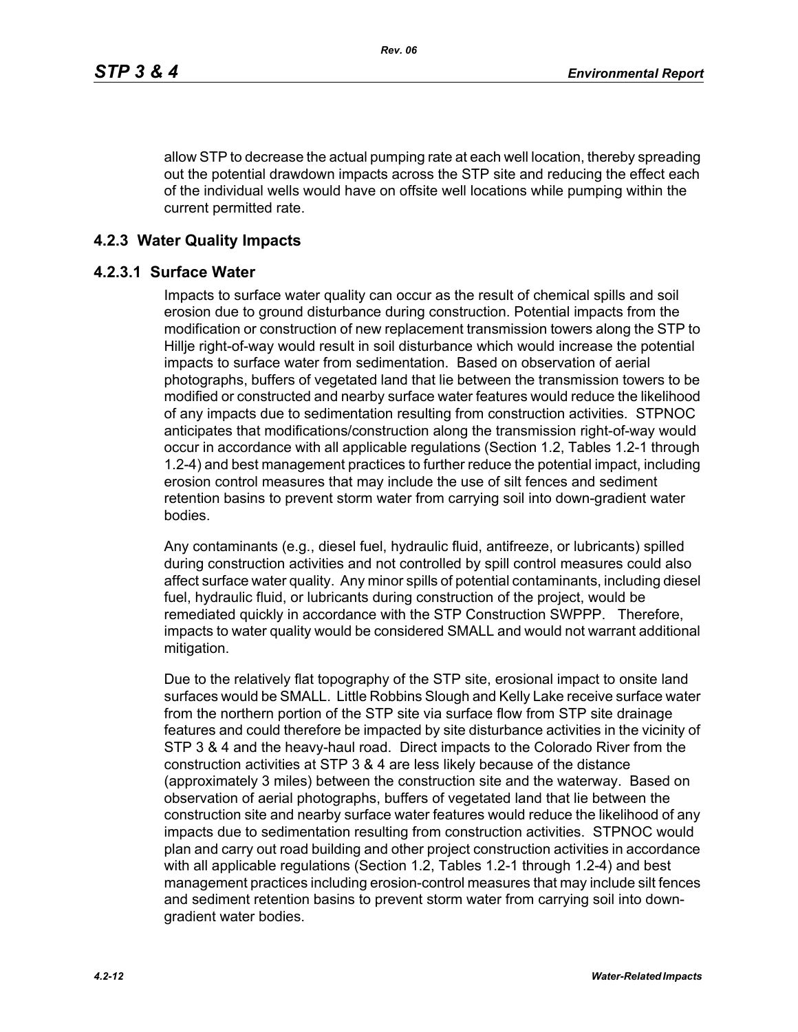allow STP to decrease the actual pumping rate at each well location, thereby spreading out the potential drawdown impacts across the STP site and reducing the effect each of the individual wells would have on offsite well locations while pumping within the current permitted rate.

## 4.2.3 Water Quality Impacts

### 4.2.3.1 Surface Water

Impacts to surface water quality can occur as the result of chemical spills and soil erosion due to ground disturbance during construction. Potential impacts from the modification or construction of new replacement transmission towers along the STP to Hillje right-of-way would result in soil disturbance which would increase the potential impacts to surface water from sedimentation. Based on observation of aerial photographs, buffers of vegetated land that lie between the transmission towers to be modified or constructed and nearby surface water features would reduce the likelihood of any impacts due to sedimentation resulting from construction activities. STPNOC anticipates that modifications/construction along the transmission right-of-way would occur in accordance with all applicable regulations (Section 1.2, Tables 1.2-1 through 1.2-4) and best management practices to further reduce the potential impact, including erosion control measures that may include the use of silt fences and sediment retention basins to prevent storm water from carrying soil into down-gradient water bodies.

Any contaminants (e.g., diesel fuel, hydraulic fluid, antifreeze, or lubricants) spilled during construction activities and not controlled by spill control measures could also affect surface water quality. Any minor spills of potential contaminants, including diesel fuel, hydraulic fluid, or lubricants during construction of the project, would be remediated quickly in accordance with the STP Construction SWPPP. Therefore, impacts to water quality would be considered SMALL and would not warrant additional mitigation.

Due to the relatively flat topography of the STP site, erosional impact to onsite land surfaces would be SMALL. Little Robbins Slough and Kelly Lake receive surface water from the northern portion of the STP site via surface flow from STP site drainage features and could therefore be impacted by site disturbance activities in the vicinity of STP 3 & 4 and the heavy-haul road. Direct impacts to the Colorado River from the construction activities at STP 3 & 4 are less likely because of the distance (approximately 3 miles) between the construction site and the waterway. Based on observation of aerial photographs, buffers of vegetated land that lie between the construction site and nearby surface water features would reduce the likelihood of any impacts due to sedimentation resulting from construction activities. STPNOC would plan and carry out road building and other project construction activities in accordance with all applicable regulations (Section 1.2, Tables 1.2-1 through 1.2-4) and best management practices including erosion-control measures that may include silt fences and sediment retention basins to prevent storm water from carrying soil into down-gradient water bodies.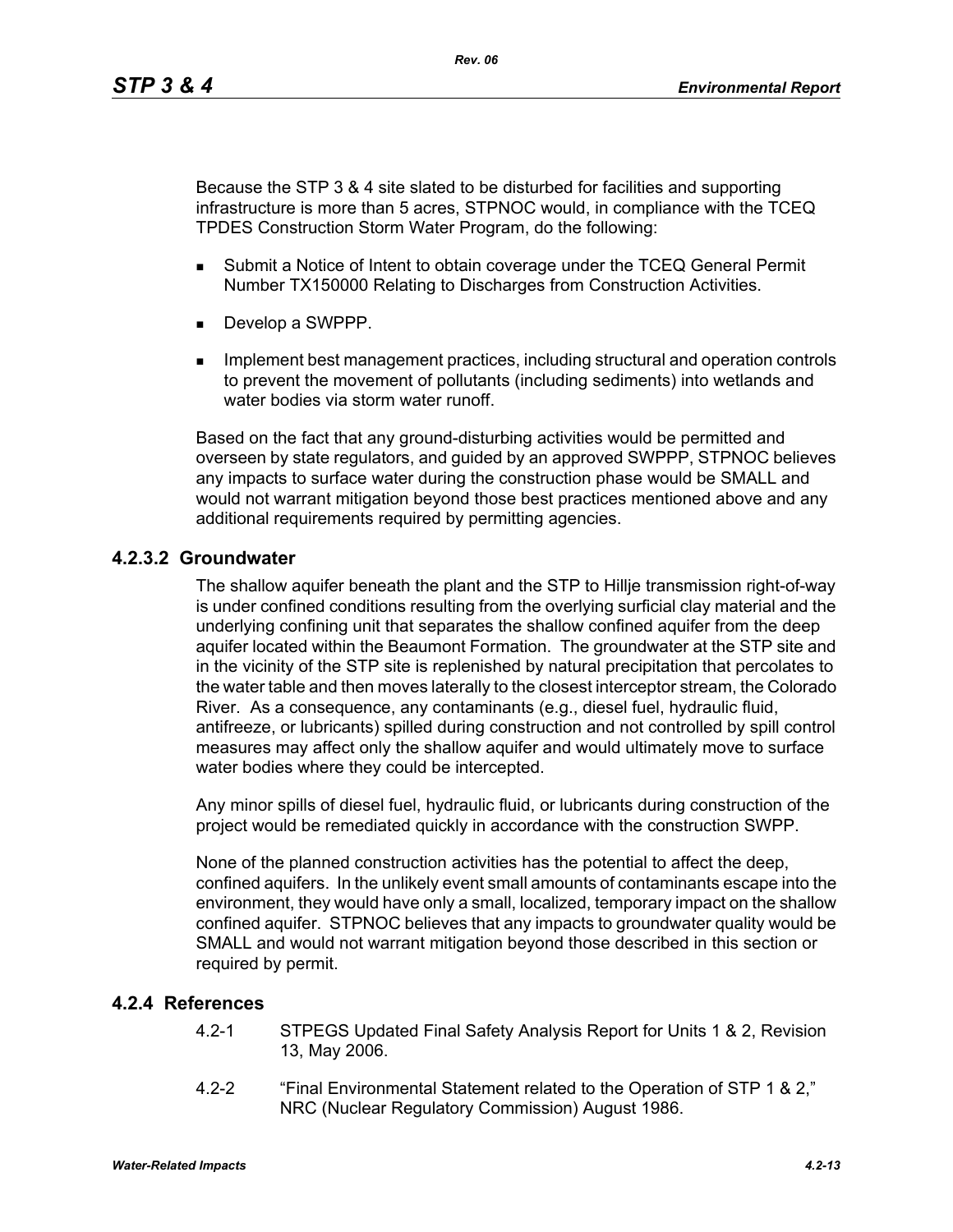Because the STP 3 & 4 site slated to be disturbed for facilities and supporting infrastructure is more than 5 acres, STPNOC would, in compliance with the TCEQ TPDES Construction Storm Water Program, do the following:

- Submit a Notice of Intent to obtain coverage under the TCEQ General Permit Number TX150000 Relating to Discharges from Construction Activities.
- Develop a SWPPP.
- Implement best management practices, including structural and operation controls to prevent the movement of pollutants (including sediments) into wetlands and water bodies via storm water runoff.

Based on the fact that any ground-disturbing activities would be permitted and overseen by state regulators, and guided by an approved SWPPP, STPNOC believes any impacts to surface water during the construction phase would be SMALL and would not warrant mitigation beyond those best practices mentioned above and any additional requirements required by permitting agencies.

### 4.2.3.2 Groundwater

The shallow aquifer beneath the plant and the STP to Hillje transmission right-of-way is under confined conditions resulting from the overlying surficial clay material and the underlying confining unit that separates the shallow confined aquifer from the deep aquifer located within the Beaumont Formation. The groundwater at the STP site and in the vicinity of the STP site is replenished by natural precipitation that percolates to the water table and then moves laterally to the closest interceptor stream, the Colorado River. As a consequence, any contaminants (e.g., diesel fuel, hydraulic fluid, antifreeze, or lubricants) spilled during construction and not controlled by spill control measures may affect only the shallow aquifer and would ultimately move to surface water bodies where they could be intercepted.

Any minor spills of diesel fuel, hydraulic fluid, or lubricants during construction of the project would be remediated quickly in accordance with the construction SWPP.

None of the planned construction activities has the potential to affect the deep, confined aquifers. In the unlikely event small amounts of contaminants escape into the environment, they would have only a small, localized, temporary impact on the shallow confined aquifer. STPNOC believes that any impacts to groundwater quality would be SMALL and would not warrant mitigation beyond those described in this section or required by permit.

## 4.2.4 References

4.2-1 STPEGS Updated Final Safety Analysis Report for Units 1 & 2, Revision 13, May 2006.

4.2-2 "Final Environmental Statement related to the Operation of STP 1 & 2," NRC (Nuclear Regulatory Commission) August 1986.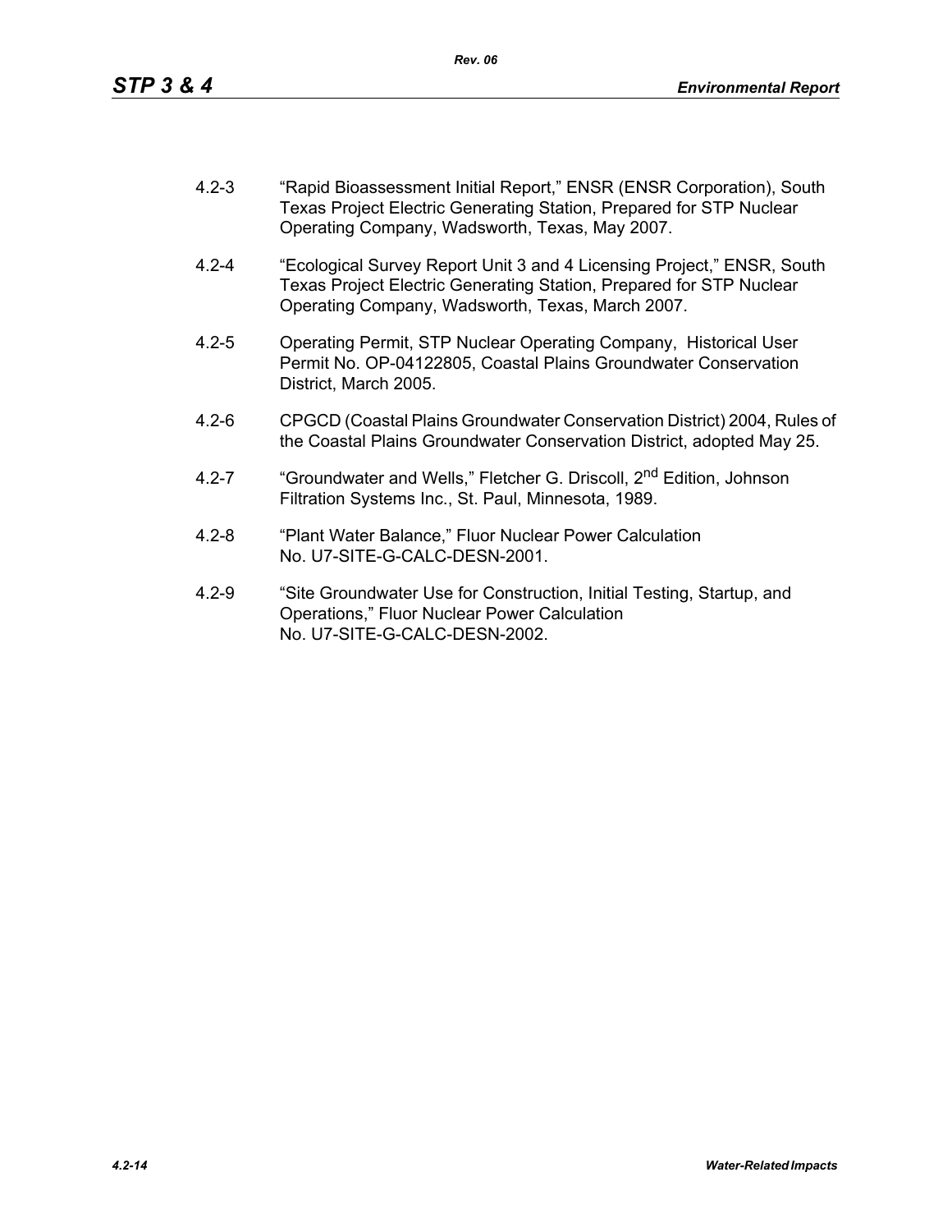4.2-3 "Rapid Bioassessment Initial Report," ENSR (ENSR Corporation), South Texas Project Electric Generating Station, Prepared for STP Nuclear Operating Company, Wadsworth, Texas, May 2007.

4.2-4 "Ecological Survey Report Unit 3 and 4 Licensing Project," ENSR, South Texas Project Electric Generating Station, Prepared for STP Nuclear Operating Company, Wadsworth, Texas, March 2007.

4.2-5 Operating Permit, STP Nuclear Operating Company, Historical User Permit No. OP-04122805, Coastal Plains Groundwater Conservation District, March 2005.

4.2-6 CPGCD (Coastal Plains Groundwater Conservation District) 2004, Rules of the Coastal Plains Groundwater Conservation District, adopted May 25.

4.2-7 "Groundwater and Wells," Fletcher G. Driscoll, 2nd Edition, Johnson Filtration Systems Inc., St. Paul, Minnesota, 1989.

4.2-8 "Plant Water Balance," Fluor Nuclear Power Calculation No. U7-SITE-G-CALC-DESN-2001.

4.2-9 "Site Groundwater Use for Construction, Initial Testing, Startup, and Operations," Fluor Nuclear Power Calculation No. U7-SITE-G-CALC-DESN-2002.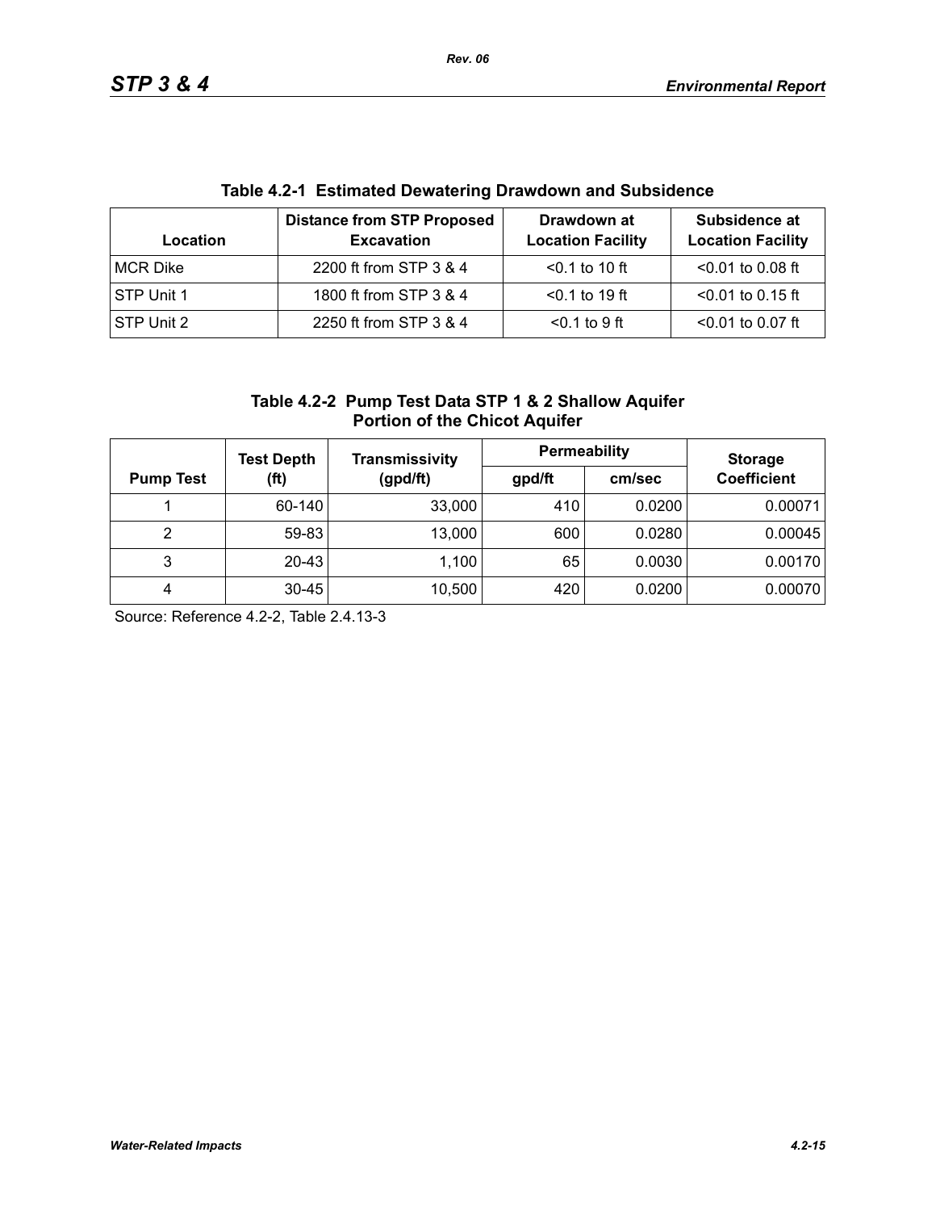**Table 4.2-1 Estimated Dewatering Drawdown and Subsidence**

| Location | Distance from STP Proposed Excavation | Drawdown at Location Facility | Subsidence at Location Facility |
|---|---|---|---|
| MCR Dike | 2200 ft from STP 3 & 4 | <0.1 to 10 ft | <0.01 to 0.08 ft |
| STP Unit 1 | 1800 ft from STP 3 & 4 | <0.1 to 19 ft | <0.01 to 0.15 ft |
| STP Unit 2 | 2250 ft from STP 3 & 4 | <0.1 to 9 ft | <0.01 to 0.07 ft |

**Table 4.2-2 Pump Test Data STP 1 & 2 Shallow Aquifer Portion of the Chicot Aquifer**

| Pump Test | Test Depth (ft) | Transmissivity (gpd/ft) | Permeability | | Storage Coefficient |
|---|---|---|---|---|---|
| | | | gpd/ft | cm/sec | |
| 1 | 60-140 | 33,000 | 410 | 0.0200 | 0.00071 |
| 2 | 59-83 | 13,000 | 600 | 0.0280 | 0.00045 |
| 3 | 20-43 | 1,100 | 65 | 0.0030 | 0.00170 |
| 4 | 30-45 | 10,500 | 420 | 0.0200 | 0.00070 |

Source: Reference 4.2-2, Table 2.4.13-3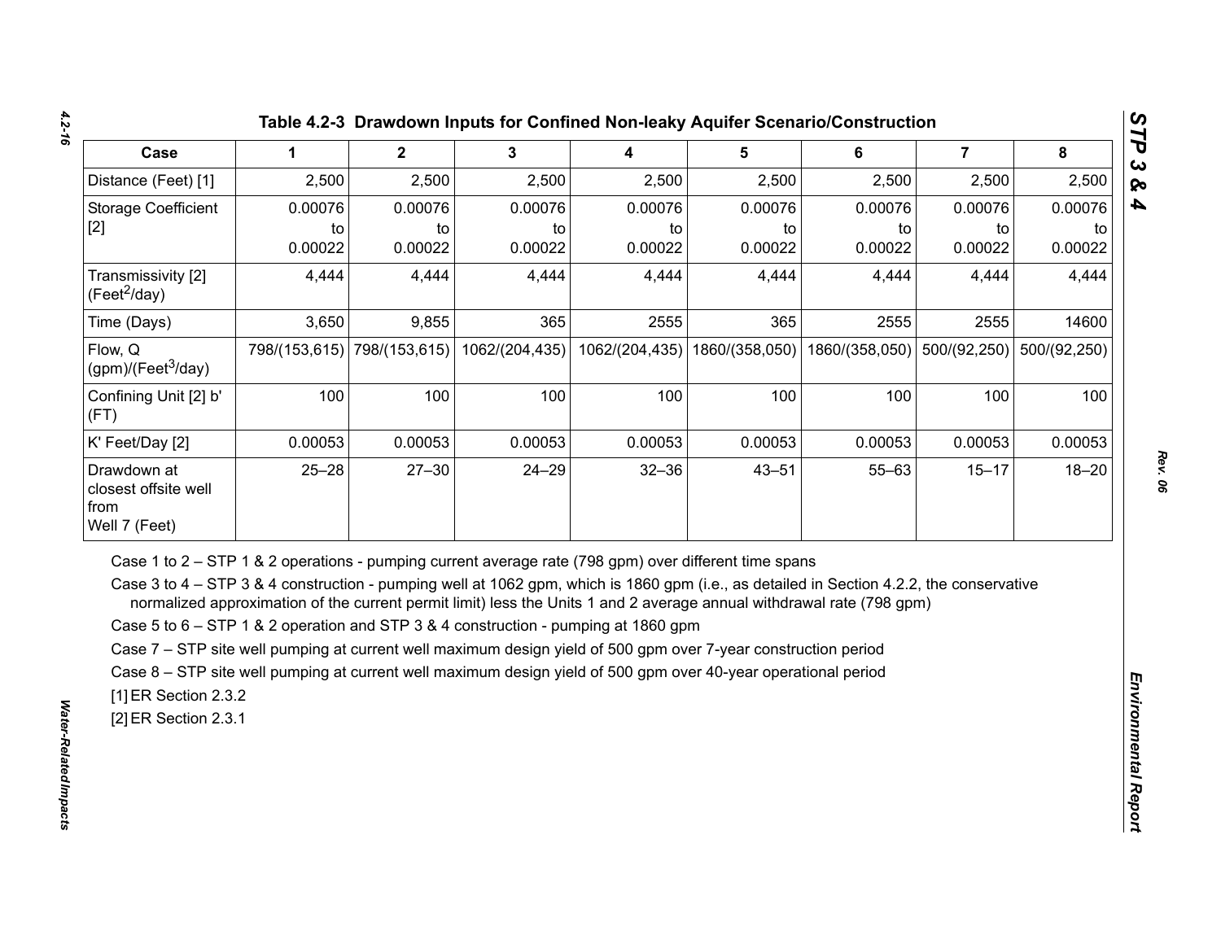# Table 4.2-3 Drawdown Inputs for Confined Non-leaky Aquifer Scenario/Construction

| Case | 1 | 2 | 3 | 4 | 5 | 6 | 7 | 8 |
|---|---|---|---|---|---|---|---|---|
| Distance (Feet) [1] | 2,500 | 2,500 | 2,500 | 2,500 | 2,500 | 2,500 | 2,500 | 2,500 |
| Storage Coefficient [2] | 0.00076 to 0.00022 | 0.00076 to 0.00022 | 0.00076 to 0.00022 | 0.00076 to 0.00022 | 0.00076 to 0.00022 | 0.00076 to 0.00022 | 0.00076 to 0.00022 | 0.00076 to 0.00022 |
| Transmissivity [2] (Feet$^2$/day) | 4,444 | 4,444 | 4,444 | 4,444 | 4,444 | 4,444 | 4,444 | 4,444 |
| Time (Days) | 3,650 | 9,855 | 365 | 2555 | 365 | 2555 | 2555 | 14600 |
| Flow, Q (gpm)/(Feet$^3$/day) | 798/(153,615) | 798/(153,615) | 1062/(204,435) | 1062/(204,435) | 1860/(358,050) | 1860/(358,050) | 500/(92,250) | 500/(92,250) |
| Confining Unit [2] b' (FT) | 100 | 100 | 100 | 100 | 100 | 100 | 100 | 100 |
| K' Feet/Day [2] | 0.00053 | 0.00053 | 0.00053 | 0.00053 | 0.00053 | 0.00053 | 0.00053 | 0.00053 |
| Drawdown at closest offsite well from Well 7 (Feet) | 25–28 | 27–30 | 24–29 | 32–36 | 43–51 | 55–63 | 15–17 | 18–20 |

Case 1 to 2 – STP 1 & 2 operations - pumping current average rate (798 gpm) over different time spans

Case 3 to 4 – STP 3 & 4 construction - pumping well at 1062 gpm, which is 1860 gpm (i.e., as detailed in Section 4.2.2, the conservative normalized approximation of the current permit limit) less the Units 1 and 2 average annual withdrawal rate (798 gpm)

Case 5 to 6 – STP 1 & 2 operation and STP 3 & 4 construction - pumping at 1860 gpm

Case 7 – STP site well pumping at current well maximum design yield of 500 gpm over 7-year construction period

Case 8 – STP site well pumping at current well maximum design yield of 500 gpm over 40-year operational period

[1] ER Section 2.3.2

[2] ER Section 2.3.1